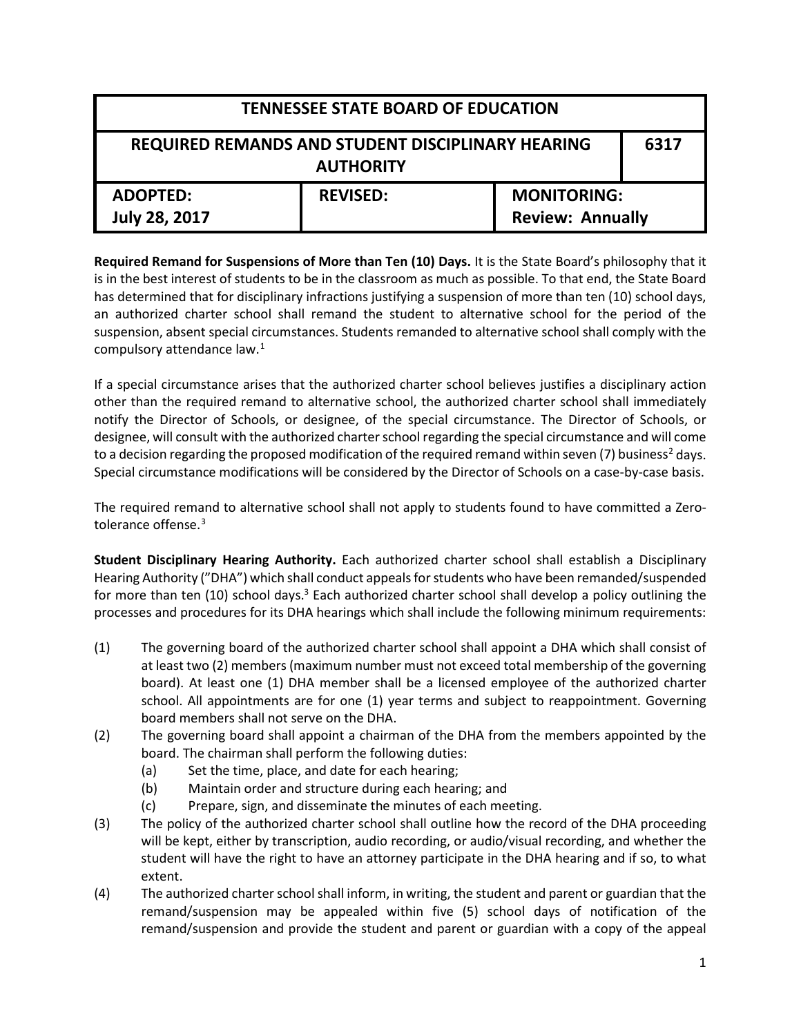| TENNESSEE STATE BOARD OF EDUCATION | | |
|---|---|---|
| **REQUIRED REMANDS AND STUDENT DISCIPLINARY HEARING AUTHORITY** | | **6317** |
| **ADOPTED:** July 28, 2017 | **REVISED:** | **MONITORING:** Review: Annually |

**Required Remand for Suspensions of More than Ten (10) Days.** It is the State Board's philosophy that it is in the best interest of students to be in the classroom as much as possible. To that end, the State Board has determined that for disciplinary infractions justifying a suspension of more than ten (10) school days, an authorized charter school shall remand the student to alternative school for the period of the suspension, absent special circumstances. Students remanded to alternative school shall comply with the compulsory attendance law.[1]

If a special circumstance arises that the authorized charter school believes justifies a disciplinary action other than the required remand to alternative school, the authorized charter school shall immediately notify the Director of Schools, or designee, of the special circumstance. The Director of Schools, or designee, will consult with the authorized charter school regarding the special circumstance and will come to a decision regarding the proposed modification of the required remand within seven (7) business[2] days. Special circumstance modifications will be considered by the Director of Schools on a case-by-case basis.

The required remand to alternative school shall not apply to students found to have committed a Zero-tolerance offense.[3]

**Student Disciplinary Hearing Authority.** Each authorized charter school shall establish a Disciplinary Hearing Authority ("DHA") which shall conduct appeals for students who have been remanded/suspended for more than ten (10) school days.[3] Each authorized charter school shall develop a policy outlining the processes and procedures for its DHA hearings which shall include the following minimum requirements:

(1) The governing board of the authorized charter school shall appoint a DHA which shall consist of at least two (2) members (maximum number must not exceed total membership of the governing board). At least one (1) DHA member shall be a licensed employee of the authorized charter school. All appointments are for one (1) year terms and subject to reappointment. Governing board members shall not serve on the DHA.

(2) The governing board shall appoint a chairman of the DHA from the members appointed by the board. The chairman shall perform the following duties:
   (a) Set the time, place, and date for each hearing;
   (b) Maintain order and structure during each hearing; and
   (c) Prepare, sign, and disseminate the minutes of each meeting.

(3) The policy of the authorized charter school shall outline how the record of the DHA proceeding will be kept, either by transcription, audio recording, or audio/visual recording, and whether the student will have the right to have an attorney participate in the DHA hearing and if so, to what extent.

(4) The authorized charter school shall inform, in writing, the student and parent or guardian that the remand/suspension may be appealed within five (5) school days of notification of the remand/suspension and provide the student and parent or guardian with a copy of the appeal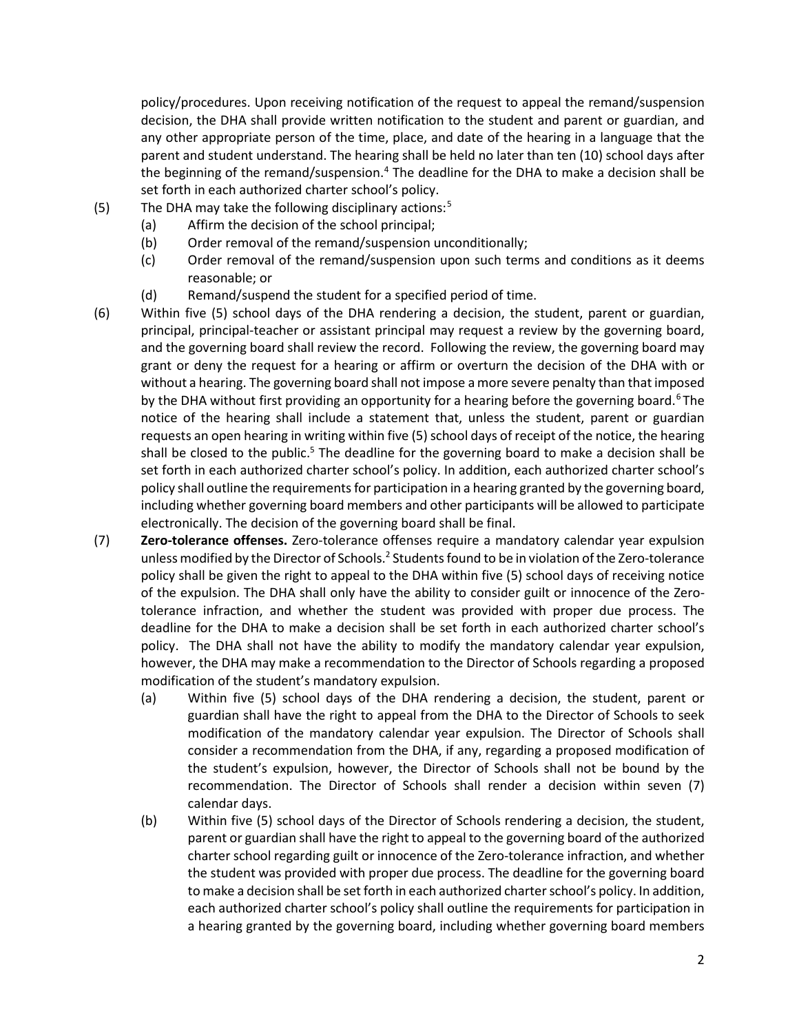policy/procedures. Upon receiving notification of the request to appeal the remand/suspension decision, the DHA shall provide written notification to the student and parent or guardian, and any other appropriate person of the time, place, and date of the hearing in a language that the parent and student understand. The hearing shall be held no later than ten (10) school days after the beginning of the remand/suspension.[4] The deadline for the DHA to make a decision shall be set forth in each authorized charter school's policy.

(5) The DHA may take the following disciplinary actions:[5]

- (a) Affirm the decision of the school principal;
- (b) Order removal of the remand/suspension unconditionally;
- (c) Order removal of the remand/suspension upon such terms and conditions as it deems reasonable; or
- (d) Remand/suspend the student for a specified period of time.

(6) Within five (5) school days of the DHA rendering a decision, the student, parent or guardian, principal, principal-teacher or assistant principal may request a review by the governing board, and the governing board shall review the record. Following the review, the governing board may grant or deny the request for a hearing or affirm or overturn the decision of the DHA with or without a hearing. The governing board shall not impose a more severe penalty than that imposed by the DHA without first providing an opportunity for a hearing before the governing board.[6] The notice of the hearing shall include a statement that, unless the student, parent or guardian requests an open hearing in writing within five (5) school days of receipt of the notice, the hearing shall be closed to the public.[5] The deadline for the governing board to make a decision shall be set forth in each authorized charter school's policy. In addition, each authorized charter school's policy shall outline the requirements for participation in a hearing granted by the governing board, including whether governing board members and other participants will be allowed to participate electronically. The decision of the governing board shall be final.

(7) **Zero-tolerance offenses.** Zero-tolerance offenses require a mandatory calendar year expulsion unless modified by the Director of Schools.[2] Students found to be in violation of the Zero-tolerance policy shall be given the right to appeal to the DHA within five (5) school days of receiving notice of the expulsion. The DHA shall only have the ability to consider guilt or innocence of the Zero-tolerance infraction, and whether the student was provided with proper due process. The deadline for the DHA to make a decision shall be set forth in each authorized charter school's policy. The DHA shall not have the ability to modify the mandatory calendar year expulsion, however, the DHA may make a recommendation to the Director of Schools regarding a proposed modification of the student's mandatory expulsion.

- (a) Within five (5) school days of the DHA rendering a decision, the student, parent or guardian shall have the right to appeal from the DHA to the Director of Schools to seek modification of the mandatory calendar year expulsion. The Director of Schools shall consider a recommendation from the DHA, if any, regarding a proposed modification of the student's expulsion, however, the Director of Schools shall not be bound by the recommendation. The Director of Schools shall render a decision within seven (7) calendar days.
- (b) Within five (5) school days of the Director of Schools rendering a decision, the student, parent or guardian shall have the right to appeal to the governing board of the authorized charter school regarding guilt or innocence of the Zero-tolerance infraction, and whether the student was provided with proper due process. The deadline for the governing board to make a decision shall be set forth in each authorized charter school's policy. In addition, each authorized charter school's policy shall outline the requirements for participation in a hearing granted by the governing board, including whether governing board members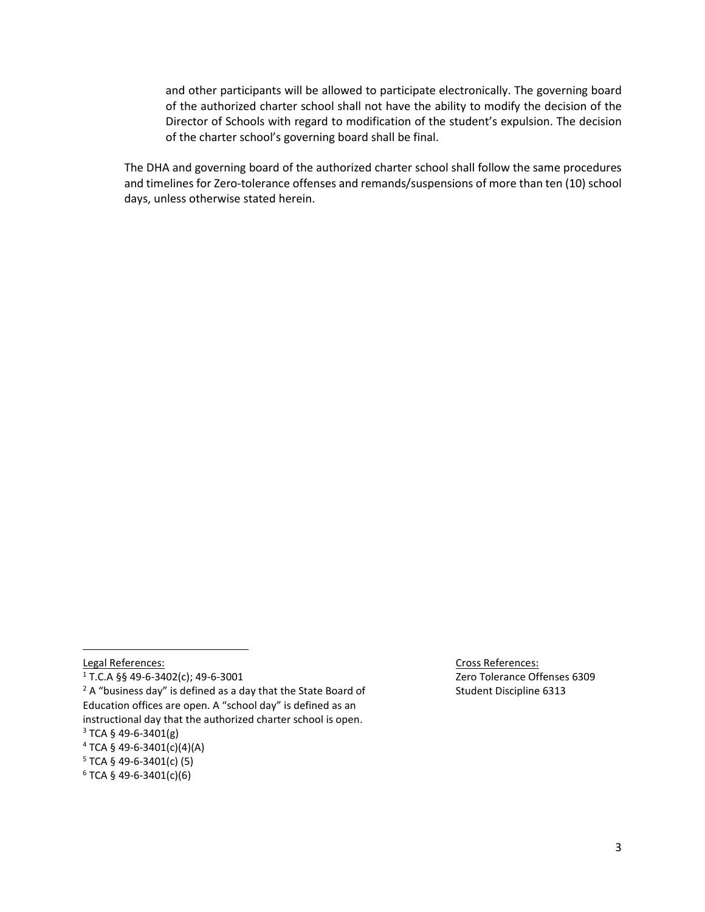and other participants will be allowed to participate electronically. The governing board of the authorized charter school shall not have the ability to modify the decision of the Director of Schools with regard to modification of the student's expulsion. The decision of the charter school's governing board shall be final.

The DHA and governing board of the authorized charter school shall follow the same procedures and timelines for Zero-tolerance offenses and remands/suspensions of more than ten (10) school days, unless otherwise stated herein.

---

Legal References:

[1] T.C.A §§ 49-6-3402(c); 49-6-3001

[2] A "business day" is defined as a day that the State Board of Education offices are open. A "school day" is defined as an instructional day that the authorized charter school is open.

[3] TCA § 49-6-3401(g)

[4] TCA § 49-6-3401(c)(4)(A)

[5] TCA § 49-6-3401(c) (5)

[6] TCA § 49-6-3401(c)(6)

Cross References:

Zero Tolerance Offenses 6309

Student Discipline 6313